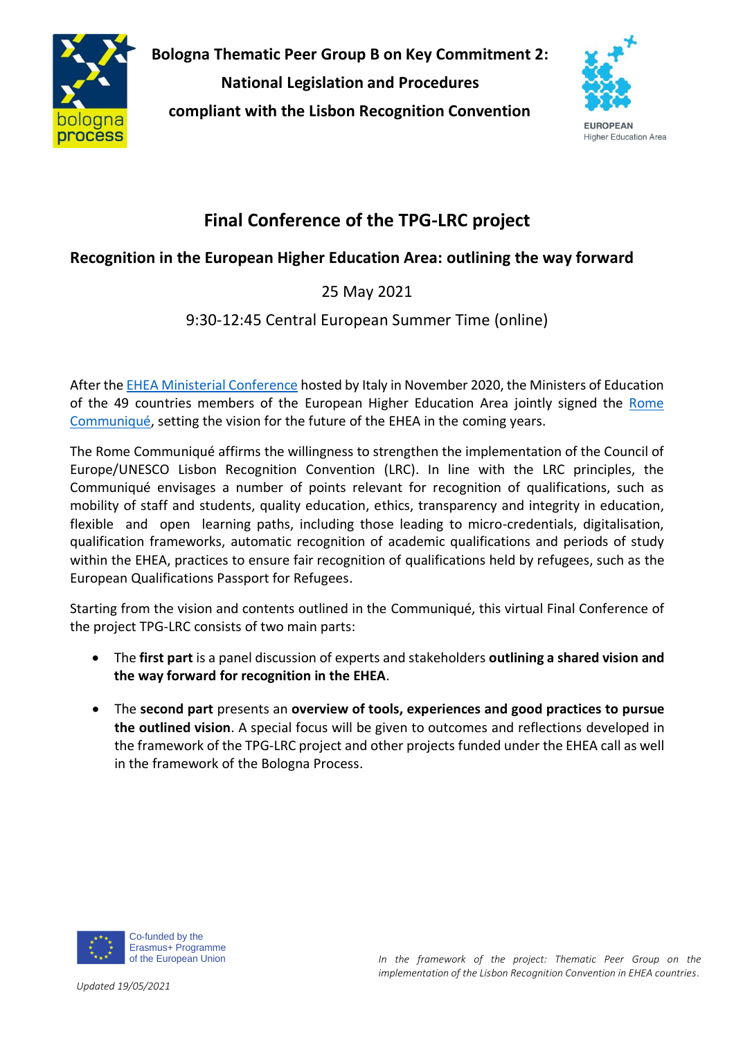**Bologna Thematic Peer Group B on Key Commitment 2:**
**National Legislation and Procedures**
**compliant with the Lisbon Recognition Convention**

# Final Conference of the TPG-LRC project

## Recognition in the European Higher Education Area: outlining the way forward

25 May 2021

9:30-12:45 Central European Summer Time (online)

After the EHEA Ministerial Conference hosted by Italy in November 2020, the Ministers of Education of the 49 countries members of the European Higher Education Area jointly signed the Rome Communiqué, setting the vision for the future of the EHEA in the coming years.

The Rome Communiqué affirms the willingness to strengthen the implementation of the Council of Europe/UNESCO Lisbon Recognition Convention (LRC). In line with the LRC principles, the Communiqué envisages a number of points relevant for recognition of qualifications, such as mobility of staff and students, quality education, ethics, transparency and integrity in education, flexible and open learning paths, including those leading to micro-credentials, digitalisation, qualification frameworks, automatic recognition of academic qualifications and periods of study within the EHEA, practices to ensure fair recognition of qualifications held by refugees, such as the European Qualifications Passport for Refugees.

Starting from the vision and contents outlined in the Communiqué, this virtual Final Conference of the project TPG-LRC consists of two main parts:

- The **first part** is a panel discussion of experts and stakeholders **outlining a shared vision and the way forward for recognition in the EHEA**.
- The **second part** presents an **overview of tools, experiences and good practices to pursue the outlined vision**. A special focus will be given to outcomes and reflections developed in the framework of the TPG-LRC project and other projects funded under the EHEA call as well in the framework of the Bologna Process.

Co-funded by the Erasmus+ Programme of the European Union

*In the framework of the project: Thematic Peer Group on the implementation of the Lisbon Recognition Convention in EHEA countries.*

*Updated 19/05/2021*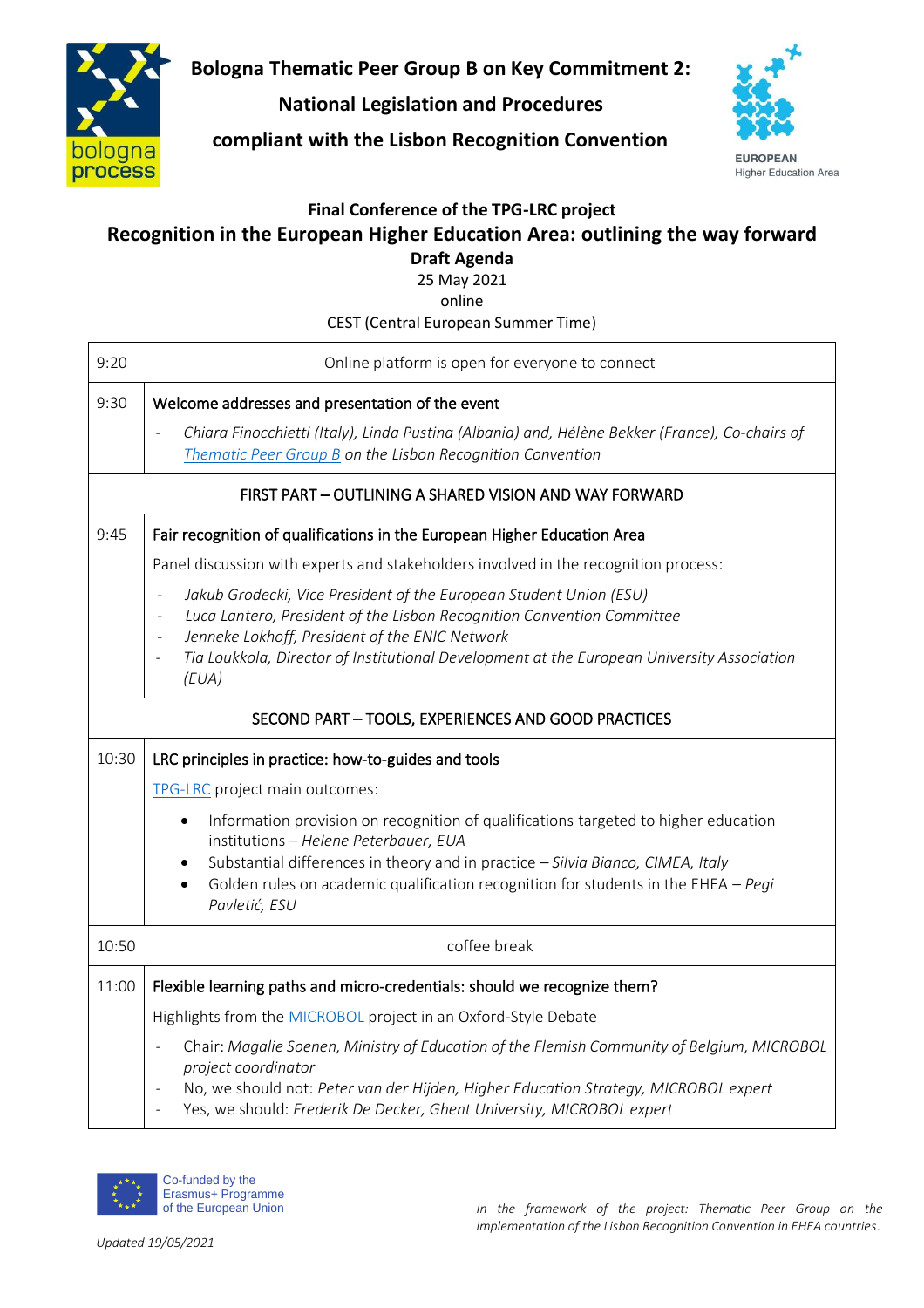# Bologna Thematic Peer Group B on Key Commitment 2:

## National Legislation and Procedures

## compliant with the Lisbon Recognition Convention

**Final Conference of the TPG-LRC project**

## Recognition in the European Higher Education Area: outlining the way forward

**Draft Agenda**

25 May 2021

online

CEST (Central European Summer Time)

| | |
|---|---|
| 9:20 | Online platform is open for everyone to connect |
| 9:30 | **Welcome addresses and presentation of the event**<br>- *Chiara Finocchietti (Italy), Linda Pustina (Albania) and, Hélène Bekker (France), Co-chairs of Thematic Peer Group B on the Lisbon Recognition Convention* |
| | FIRST PART – OUTLINING A SHARED VISION AND WAY FORWARD |
| 9:45 | **Fair recognition of qualifications in the European Higher Education Area**<br>Panel discussion with experts and stakeholders involved in the recognition process:<br>- *Jakub Grodecki, Vice President of the European Student Union (ESU)*<br>- *Luca Lantero, President of the Lisbon Recognition Convention Committee*<br>- *Jenneke Lokhoff, President of the ENIC Network*<br>- *Tia Loukkola, Director of Institutional Development at the European University Association (EUA)* |
| | SECOND PART – TOOLS, EXPERIENCES AND GOOD PRACTICES |
| 10:30 | **LRC principles in practice: how-to-guides and tools**<br>TPG-LRC project main outcomes:<br>• Information provision on recognition of qualifications targeted to higher education institutions – *Helene Peterbauer, EUA*<br>• Substantial differences in theory and in practice – *Silvia Bianco, CIMEA, Italy*<br>• Golden rules on academic qualification recognition for students in the EHEA – *Pegi Pavletić, ESU* |
| 10:50 | coffee break |
| 11:00 | **Flexible learning paths and micro-credentials: should we recognize them?**<br>Highlights from the MICROBOL project in an Oxford-Style Debate<br>- Chair: *Magalie Soenen, Ministry of Education of the Flemish Community of Belgium, MICROBOL project coordinator*<br>- No, we should not: *Peter van der Hijden, Higher Education Strategy, MICROBOL expert*<br>- Yes, we should: *Frederik De Decker, Ghent University, MICROBOL expert* |

Co-funded by the Erasmus+ Programme of the European Union

*In the framework of the project: Thematic Peer Group on the implementation of the Lisbon Recognition Convention in EHEA countries.*

*Updated 19/05/2021*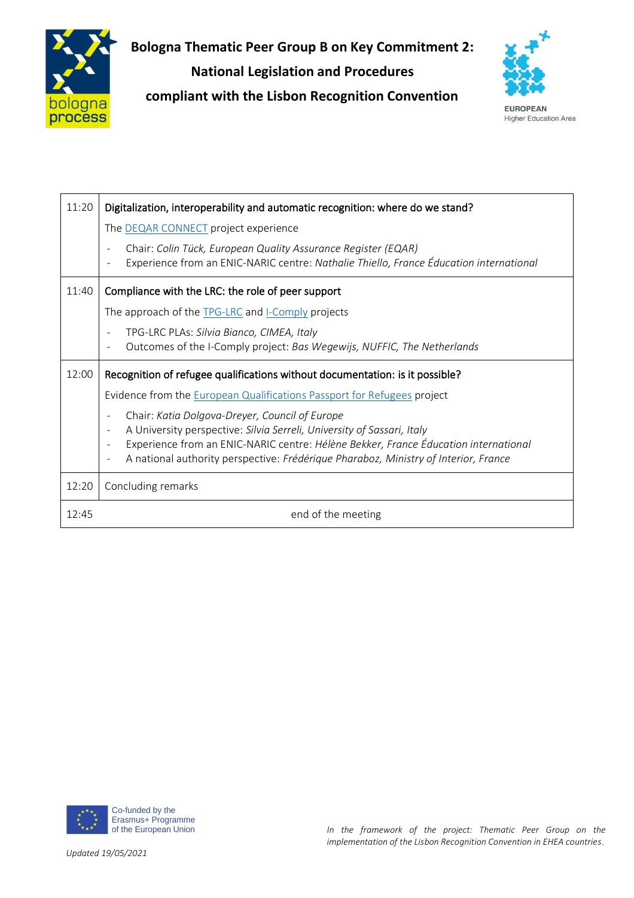**Bologna Thematic Peer Group B on Key Commitment 2:**

**National Legislation and Procedures**

**compliant with the Lisbon Recognition Convention**

| | |
|---|---|
| 11:20 | Digitalization, interoperability and automatic recognition: where do we stand?<br>The DEQAR CONNECT project experience<br>- Chair: *Colin Tück, European Quality Assurance Register (EQAR)*<br>- Experience from an ENIC-NARIC centre: *Nathalie Thiello, France Éducation international* |
| 11:40 | Compliance with the LRC: the role of peer support<br>The approach of the TPG-LRC and I-Comply projects<br>- TPG-LRC PLAs: *Silvia Bianco, CIMEA, Italy*<br>- Outcomes of the I-Comply project: *Bas Wegewijs, NUFFIC, The Netherlands* |
| 12:00 | Recognition of refugee qualifications without documentation: is it possible?<br>Evidence from the European Qualifications Passport for Refugees project<br>- Chair: *Katia Dolgova-Dreyer, Council of Europe*<br>- A University perspective: *Silvia Serreli, University of Sassari, Italy*<br>- Experience from an ENIC-NARIC centre: *Hélène Bekker, France Éducation international*<br>- A national authority perspective: *Frédérique Pharaboz, Ministry of Interior, France* |
| 12:20 | Concluding remarks |
| 12:45 | end of the meeting |

Co-funded by the Erasmus+ Programme of the European Union

*In the framework of the project: Thematic Peer Group on the implementation of the Lisbon Recognition Convention in EHEA countries.*

*Updated 19/05/2021*